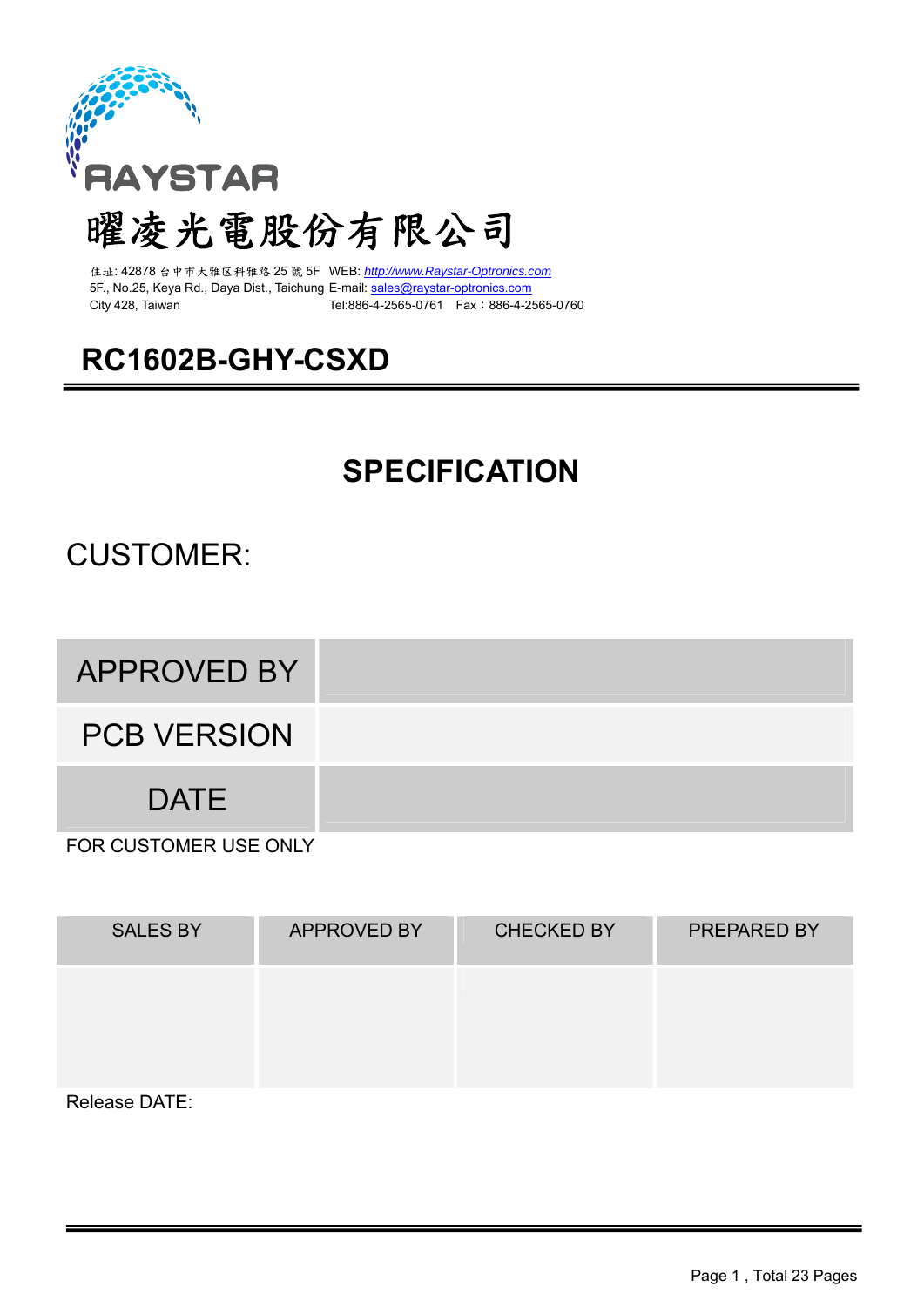RAYSTAR

曜凌光電股份有限公司

住址: 42878 台中市大雅区科雅路 25 號 5F WEB: http://www.Raystar-Optronics.com
5F., No.25, Keya Rd., Daya Dist., Taichung E-mail: sales@raystar-optronics.com
City 428, Taiwan Tel:886-4-2565-0761 Fax：886-4-2565-0760

# RC1602B-GHY-CSXD

## SPECIFICATION

CUSTOMER:

| APPROVED BY | |
|---|---|
| PCB VERSION | |
| DATE | |

FOR CUSTOMER USE ONLY

| SALES BY | APPROVED BY | CHECKED BY | PREPARED BY |
|---|---|---|---|
| | | | |

Release DATE: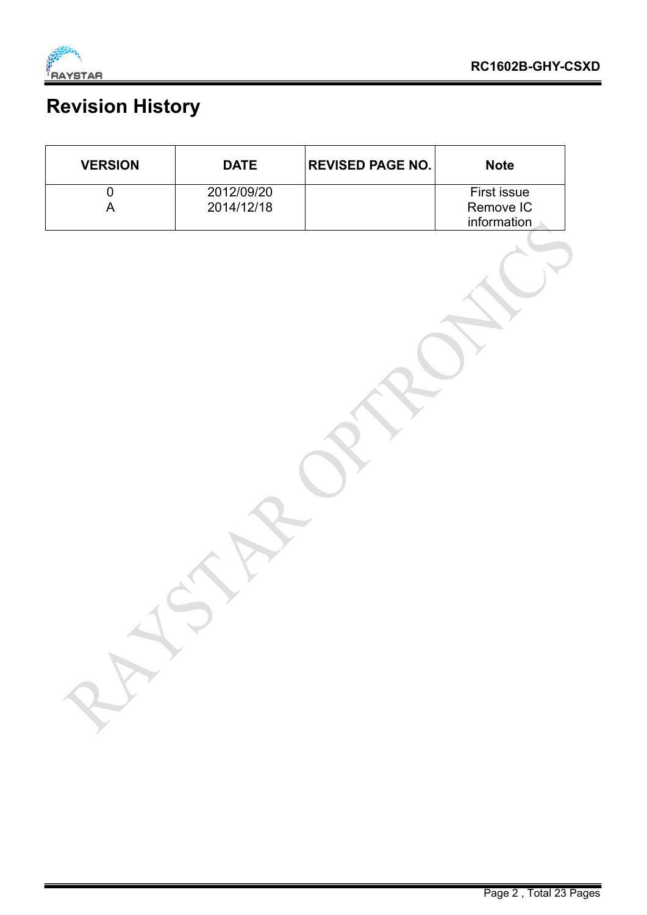# Revision History

| VERSION | DATE | REVISED PAGE NO. | Note |
|---|---|---|---|
| 0 | 2012/09/20 | | First issue |
| A | 2014/12/18 | | Remove IC information |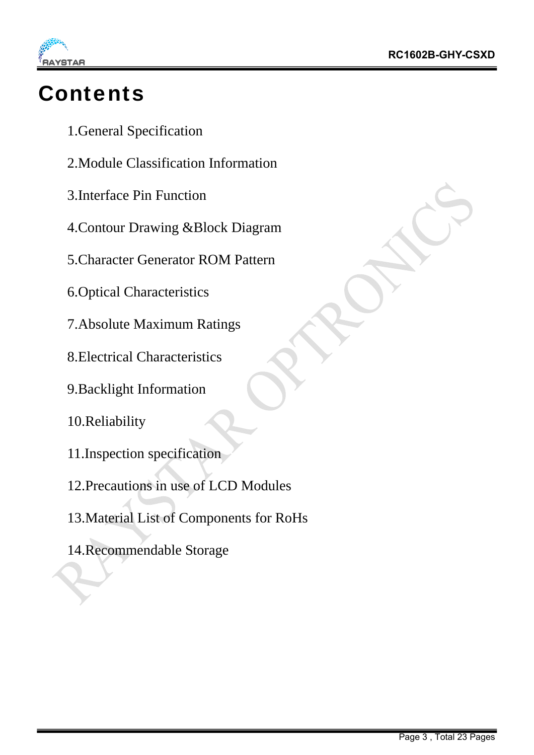# Contents

1.General Specification

2.Module Classification Information

3.Interface Pin Function

4.Contour Drawing &Block Diagram

5.Character Generator ROM Pattern

6.Optical Characteristics

7.Absolute Maximum Ratings

8.Electrical Characteristics

9.Backlight Information

10.Reliability

11.Inspection specification

12.Precautions in use of LCD Modules

13.Material List of Components for RoHs

14.Recommendable Storage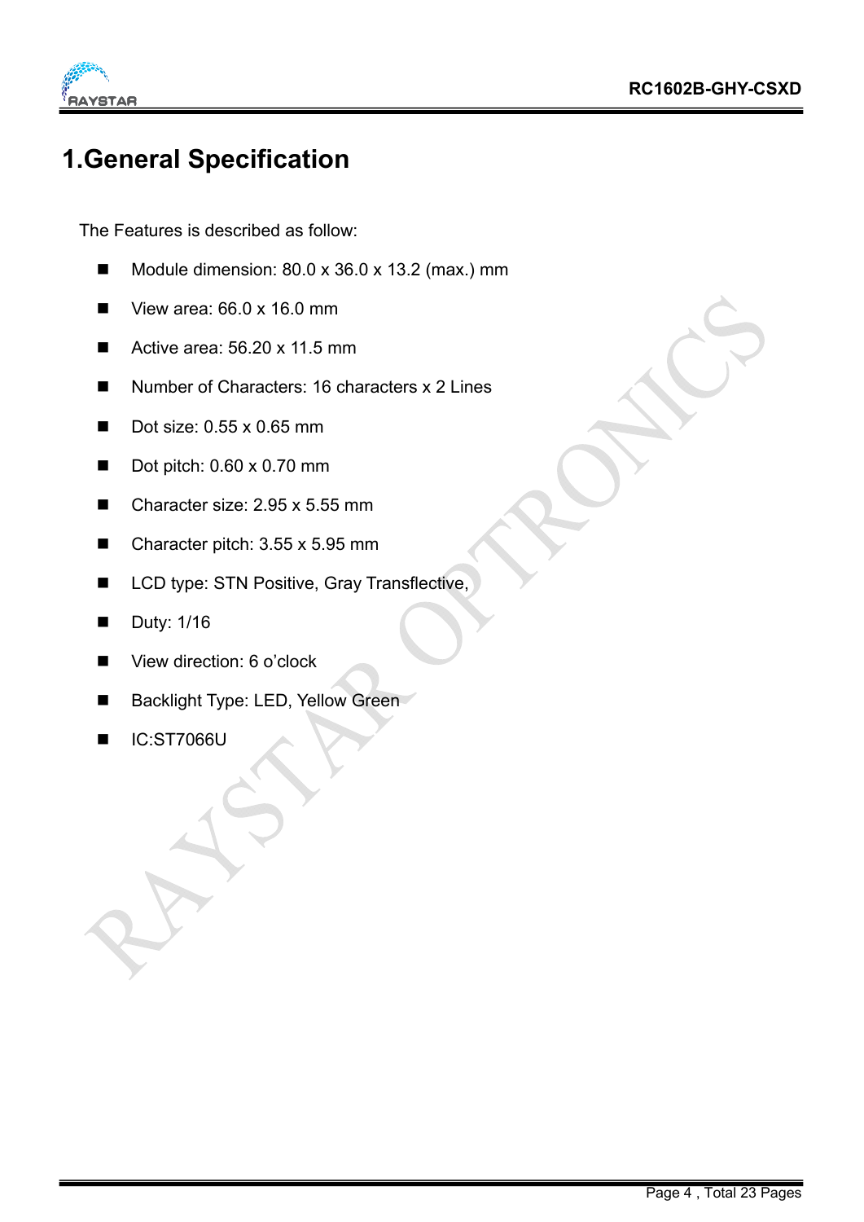# 1.General Specification

The Features is described as follow:

- Module dimension: 80.0 x 36.0 x 13.2 (max.) mm
- View area: 66.0 x 16.0 mm
- Active area: 56.20 x 11.5 mm
- Number of Characters: 16 characters x 2 Lines
- Dot size: 0.55 x 0.65 mm
- Dot pitch: 0.60 x 0.70 mm
- Character size: 2.95 x 5.55 mm
- Character pitch: 3.55 x 5.95 mm
- LCD type: STN Positive, Gray Transflective,
- Duty: 1/16
- View direction: 6 o'clock
- Backlight Type: LED, Yellow Green
- IC:ST7066U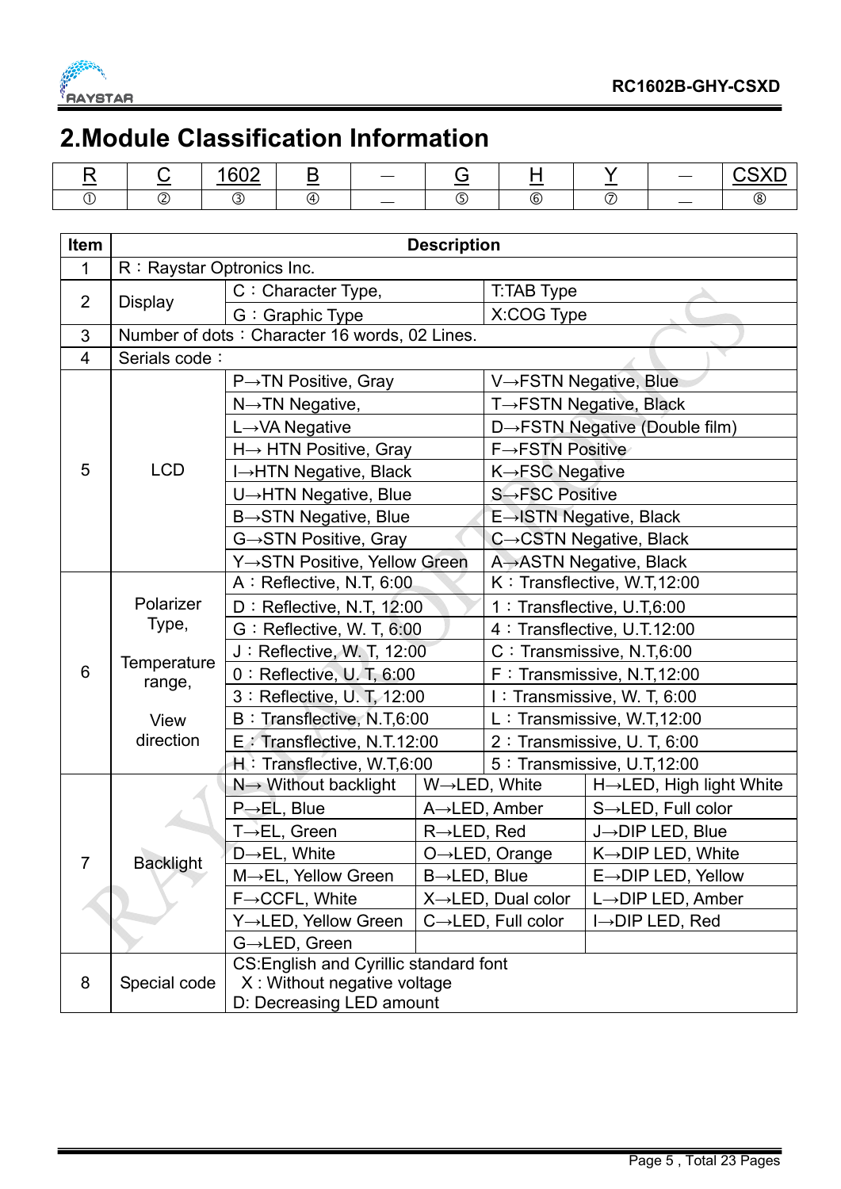## 2.Module Classification Information

| R | C | 1602 | B | — | G | H | Y | — | CSXD |
|---|---|---|---|---|---|---|---|---|---|
| ① | ② | ③ | ④ | — | ⑤ | ⑥ | ⑦ | — | ⑧ |

| Item | Description | | | |
|---|---|---|---|---|
| 1 | R：Raystar Optronics Inc. | | | |
| 2 | Display | C：Character Type, | T:TAB Type | |
| | | G：Graphic Type | X:COG Type | |
| 3 | Number of dots：Character 16 words, 02 Lines. | | | |
| 4 | Serials code： | | | |
| 5 | LCD | P→TN Positive, Gray | V→FSTN Negative, Blue | |
| | | N→TN Negative, | T→FSTN Negative, Black | |
| | | L→VA Negative | D→FSTN Negative (Double film) | |
| | | H→ HTN Positive, Gray | F→FSTN Positive | |
| | | I→HTN Negative, Black | K→FSC Negative | |
| | | U→HTN Negative, Blue | S→FSC Positive | |
| | | B→STN Negative, Blue | E→ISTN Negative, Black | |
| | | G→STN Positive, Gray | C→CSTN Negative, Black | |
| | | Y→STN Positive, Yellow Green | A→ASTN Negative, Black | |
| 6 | Polarizer Type, Temperature range, View direction | A：Reflective, N.T, 6:00 | K：Transflective, W.T,12:00 | |
| | | D：Reflective, N.T, 12:00 | 1：Transflective, U.T,6:00 | |
| | | G：Reflective, W. T, 6:00 | 4：Transflective, U.T.12:00 | |
| | | J：Reflective, W. T, 12:00 | C：Transmissive, N.T,6:00 | |
| | | 0：Reflective, U. T, 6:00 | F：Transmissive, N.T,12:00 | |
| | | 3：Reflective, U. T, 12:00 | I：Transmissive, W. T, 6:00 | |
| | | B：Transflective, N.T,6:00 | L：Transmissive, W.T,12:00 | |
| | | E：Transflective, N.T.12:00 | 2：Transmissive, U. T, 6:00 | |
| | | H：Transflective, W.T,6:00 | 5：Transmissive, U.T,12:00 | |
| 7 | Backlight | N→ Without backlight | W→LED, White | H→LED, High light White |
| | | P→EL, Blue | A→LED, Amber | S→LED, Full color |
| | | T→EL, Green | R→LED, Red | J→DIP LED, Blue |
| | | D→EL, White | O→LED, Orange | K→DIP LED, White |
| | | M→EL, Yellow Green | B→LED, Blue | E→DIP LED, Yellow |
| | | F→CCFL, White | X→LED, Dual color | L→DIP LED, Amber |
| | | Y→LED, Yellow Green | C→LED, Full color | I→DIP LED, Red |
| | | G→LED, Green | | |
| 8 | Special code | CS:English and Cyrillic standard font<br>X : Without negative voltage<br>D: Decreasing LED amount | | |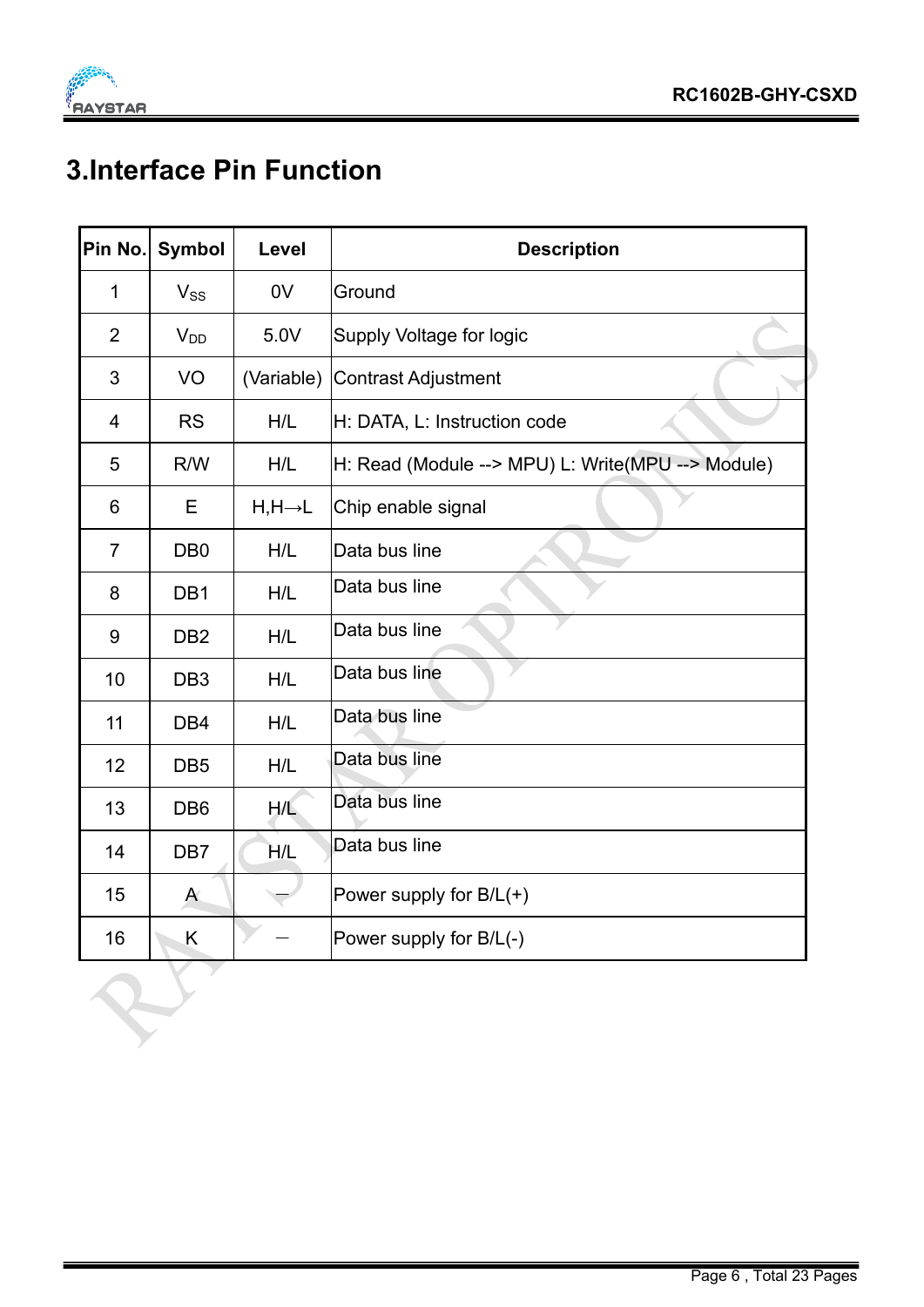## 3.Interface Pin Function

| Pin No. | Symbol | Level | Description |
|---|---|---|---|
| 1 | $V_{SS}$ | 0V | Ground |
| 2 | $V_{DD}$ | 5.0V | Supply Voltage for logic |
| 3 | VO | (Variable) | Contrast Adjustment |
| 4 | RS | H/L | H: DATA, L: Instruction code |
| 5 | R/W | H/L | H: Read (Module --> MPU) L: Write(MPU --> Module) |
| 6 | E | H,H→L | Chip enable signal |
| 7 | DB0 | H/L | Data bus line |
| 8 | DB1 | H/L | Data bus line |
| 9 | DB2 | H/L | Data bus line |
| 10 | DB3 | H/L | Data bus line |
| 11 | DB4 | H/L | Data bus line |
| 12 | DB5 | H/L | Data bus line |
| 13 | DB6 | H/L | Data bus line |
| 14 | DB7 | H/L | Data bus line |
| 15 | A | — | Power supply for B/L(+) |
| 16 | K | — | Power supply for B/L(-) |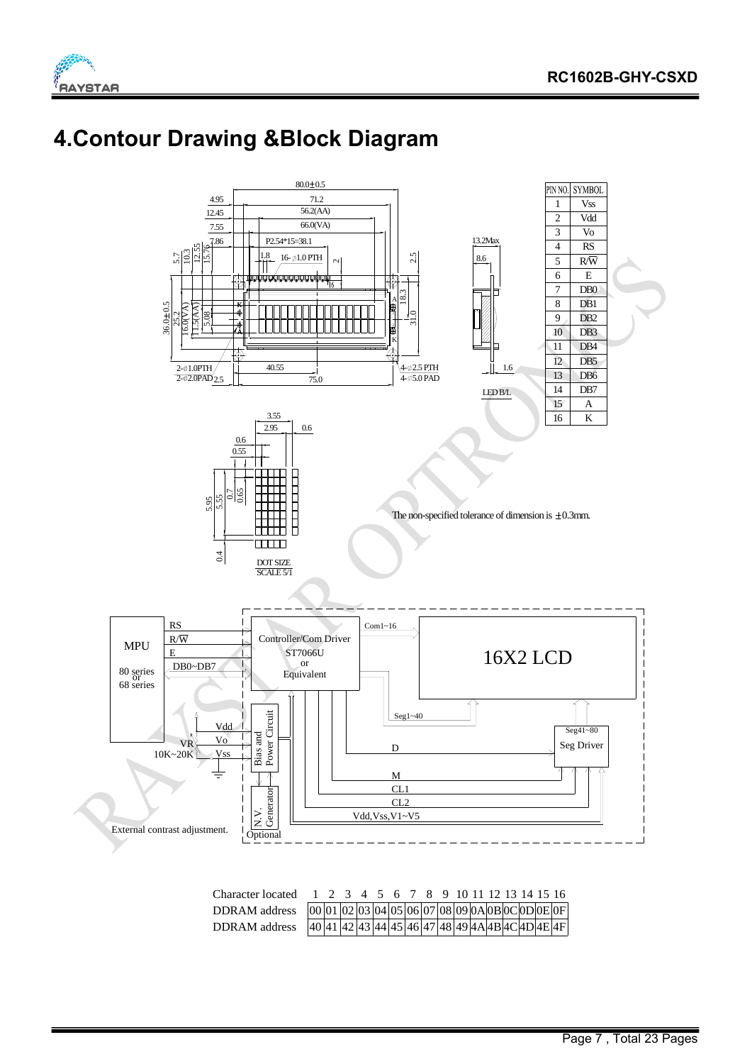# 4.Contour Drawing &Block Diagram

| PIN NO. | SYMBOL |
|---|---|
| 1 | Vss |
| 2 | Vdd |
| 3 | Vo |
| 4 | RS |
| 5 | R/W |
| 6 | E |
| 7 | DB0 |
| 8 | DB1 |
| 9 | DB2 |
| 10 | DB3 |
| 11 | DB4 |
| 12 | DB5 |
| 13 | DB6 |
| 14 | DB7 |
| 15 | A |
| 16 | K |

The non-specified tolerance of dimension is ±0.3mm.

| Character located | 1 | 2 | 3 | 4 | 5 | 6 | 7 | 8 | 9 | 10 | 11 | 12 | 13 | 14 | 15 | 16 |
|---|---|---|---|---|---|---|---|---|---|---|---|---|---|---|---|---|
| DDRAM address | 00 | 01 | 02 | 03 | 04 | 05 | 06 | 07 | 08 | 09 | 0A | 0B | 0C | 0D | 0E | 0F |
| DDRAM address | 40 | 41 | 42 | 43 | 44 | 45 | 46 | 47 | 48 | 49 | 4A | 4B | 4C | 4D | 4E | 4F |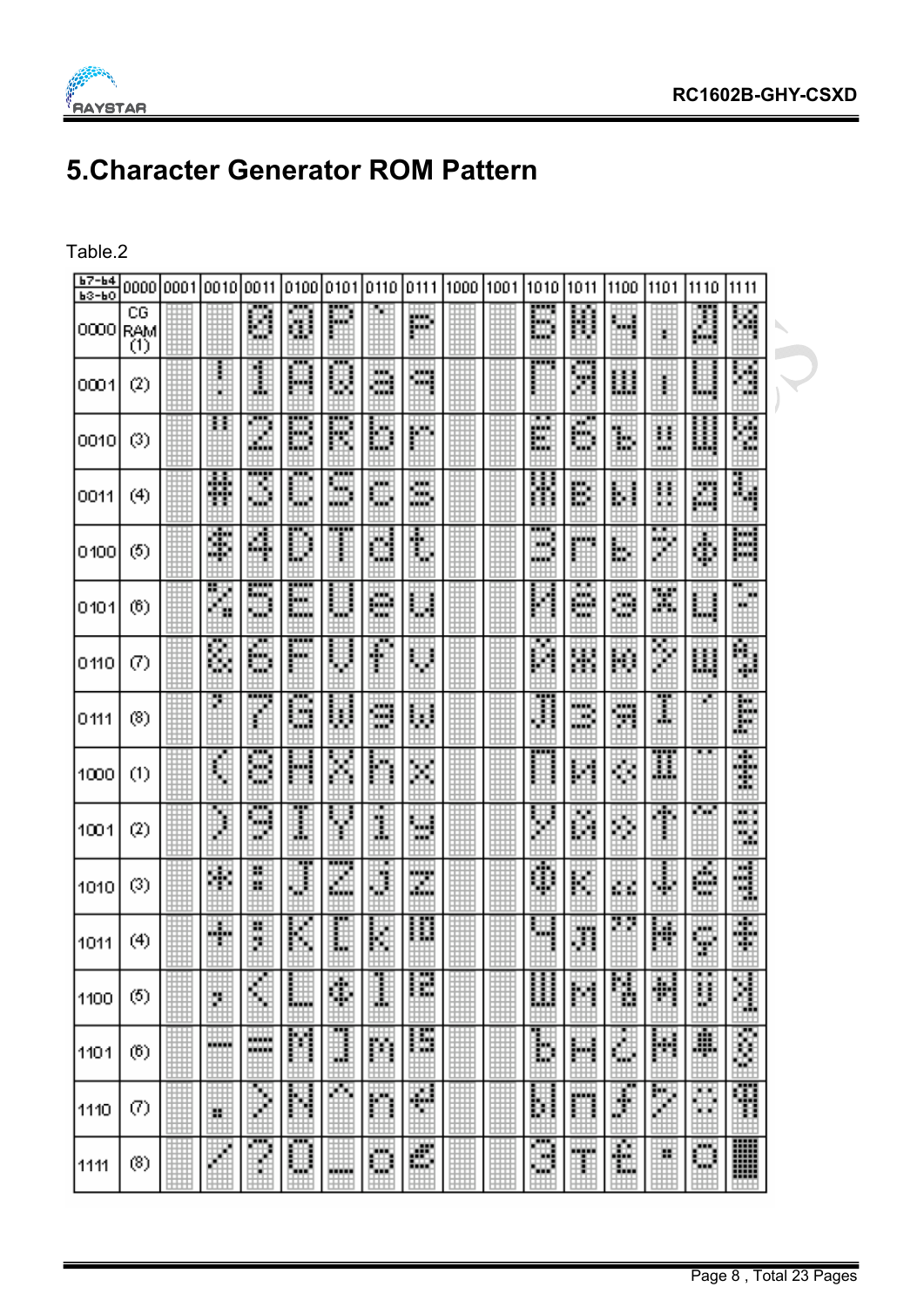# 5.Character Generator ROM Pattern

Table.2

| b7-b4 / b3-b0 | 0000 | 0001 | 0010 | 0011 | 0100 | 0101 | 0110 | 0111 | 1000 | 1001 | 1010 | 1011 | 1100 | 1101 | 1110 | 1111 |
|---|---|---|---|---|---|---|---|---|---|---|---|---|---|---|---|---|
| 0000 | CG RAM (1) | | | 0 | @ | P | ` | p | | | Б | Ю | Ч | · | Д | Ч |
| 0001 | (2) | | ! | 1 | A | Q | a | q | | | Г | Я | ш | ı | Ц | Ч |
| 0010 | (3) | | " | 2 | B | R | b | r | | | Ё | б | ъ | ‼ | Щ | Ч |
| 0011 | (4) | | # | 3 | C | S | c | s | | | Ж | в | ы | ‼ | д | Ч |
| 0100 | (5) | | $ | 4 | D | T | d | t | | | З | г | ь | | ф | |
| 0101 | (6) | | % | 5 | E | U | e | u | | | И | ё | э | | ц | |
| 0110 | (7) | | & | 6 | F | V | f | v | | | Й | ж | ю | | щ | |
| 0111 | (8) | | ' | 7 | G | W | g | w | | | Л | з | я | I | | |
| 1000 | (1) | | ( | 8 | H | X | h | x | | | П | и | « | II | | |
| 1001 | (2) | | ) | 9 | I | Y | i | y | | | У | й | » | ↑ | | |
| 1010 | (3) | | * | : | J | Z | j | z | | | Ф | к | | ↓ | é | |
| 1011 | (4) | | + | ; | K | [ | k | | | | Ч | л | | | ç | |
| 1100 | (5) | | , | < | L | | l | | | | Ш | м | | | | |
| 1101 | (6) | | - | = | M | ] | m | | | | Ъ | н | ¿ | | | |
| 1110 | (7) | | . | > | N | ^ | n | | | | Ы | п | | | | |
| 1111 | (8) | | / | ? | O | _ | o | | | | Э | т | | | | |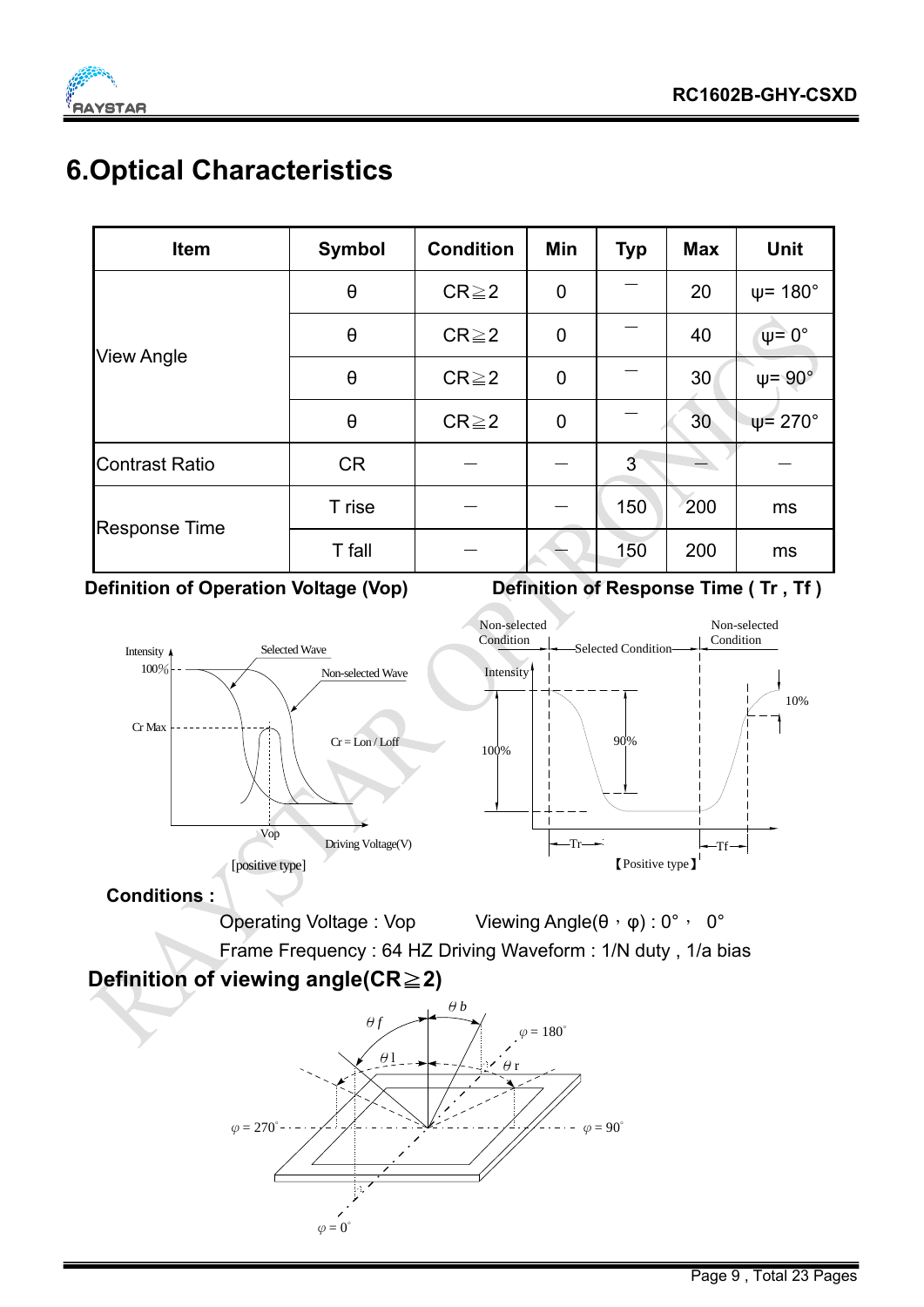# 6.Optical Characteristics

| Item | Symbol | Condition | Min | Typ | Max | Unit |
|---|---|---|---|---|---|---|
| View Angle | θ | CR≧2 | 0 | — | 20 | ψ= 180° |
| | θ | CR≧2 | 0 | — | 40 | ψ= 0° |
| | θ | CR≧2 | 0 | — | 30 | ψ= 90° |
| | θ | CR≧2 | 0 | — | 30 | ψ= 270° |
| Contrast Ratio | CR | — | — | 3 | — | — |
| Response Time | T rise | — | — | 150 | 200 | ms |
| | T fall | — | — | 150 | 200 | ms |

**Definition of Operation Voltage (Vop)**

Intensity, 100%, Selected Wave, Non-selected Wave, Cr Max, Cr = Lon / Loff, Vop, Driving Voltage(V)

[positive type]

**Definition of Response Time ( Tr , Tf )**

Non-selected Condition, Selected Condition, Non-selected Condition, Intensity, 100%, 90%, 10%, Tr, Tf

【Positive type】

**Conditions :**

Operating Voltage : Vop     Viewing Angle(θ，φ) : 0°， 0°

Frame Frequency : 64 HZ Driving Waveform : 1/N duty , 1/a bias

**Definition of viewing angle(CR≧2)**

θf, θb, θl, θr, φ = 180°, φ = 270°, φ = 90°, φ = 0°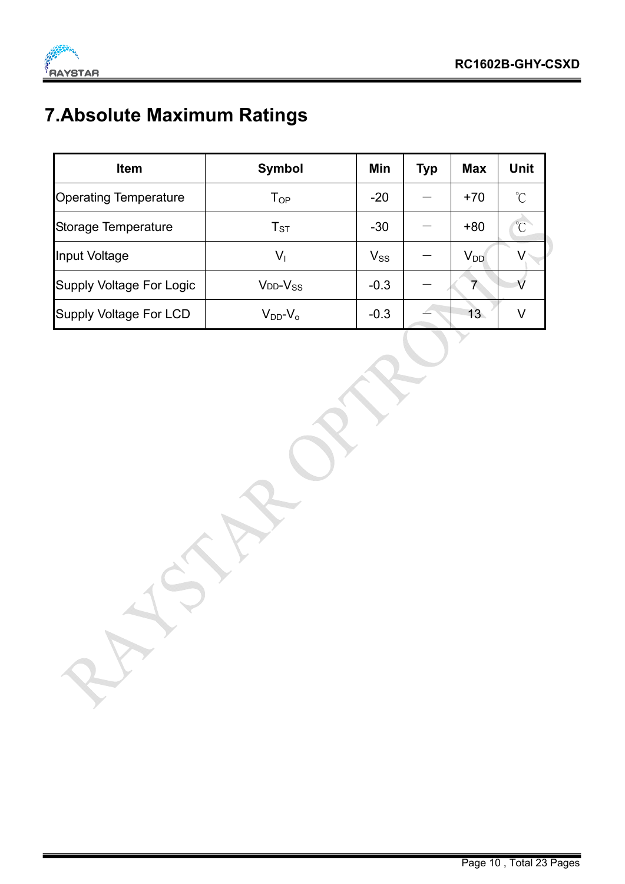# 7.Absolute Maximum Ratings

| Item | Symbol | Min | Typ | Max | Unit |
|---|---|---|---|---|---|
| Operating Temperature | $T_{OP}$ | -20 | － | +70 | ℃ |
| Storage Temperature | $T_{ST}$ | -30 | － | +80 | ℃ |
| Input Voltage | $V_I$ | $V_{SS}$ | － | $V_{DD}$ | V |
| Supply Voltage For Logic | $V_{DD}$-$V_{SS}$ | -0.3 | － | 7 | V |
| Supply Voltage For LCD | $V_{DD}$-$V_o$ | -0.3 | － | 13 | V |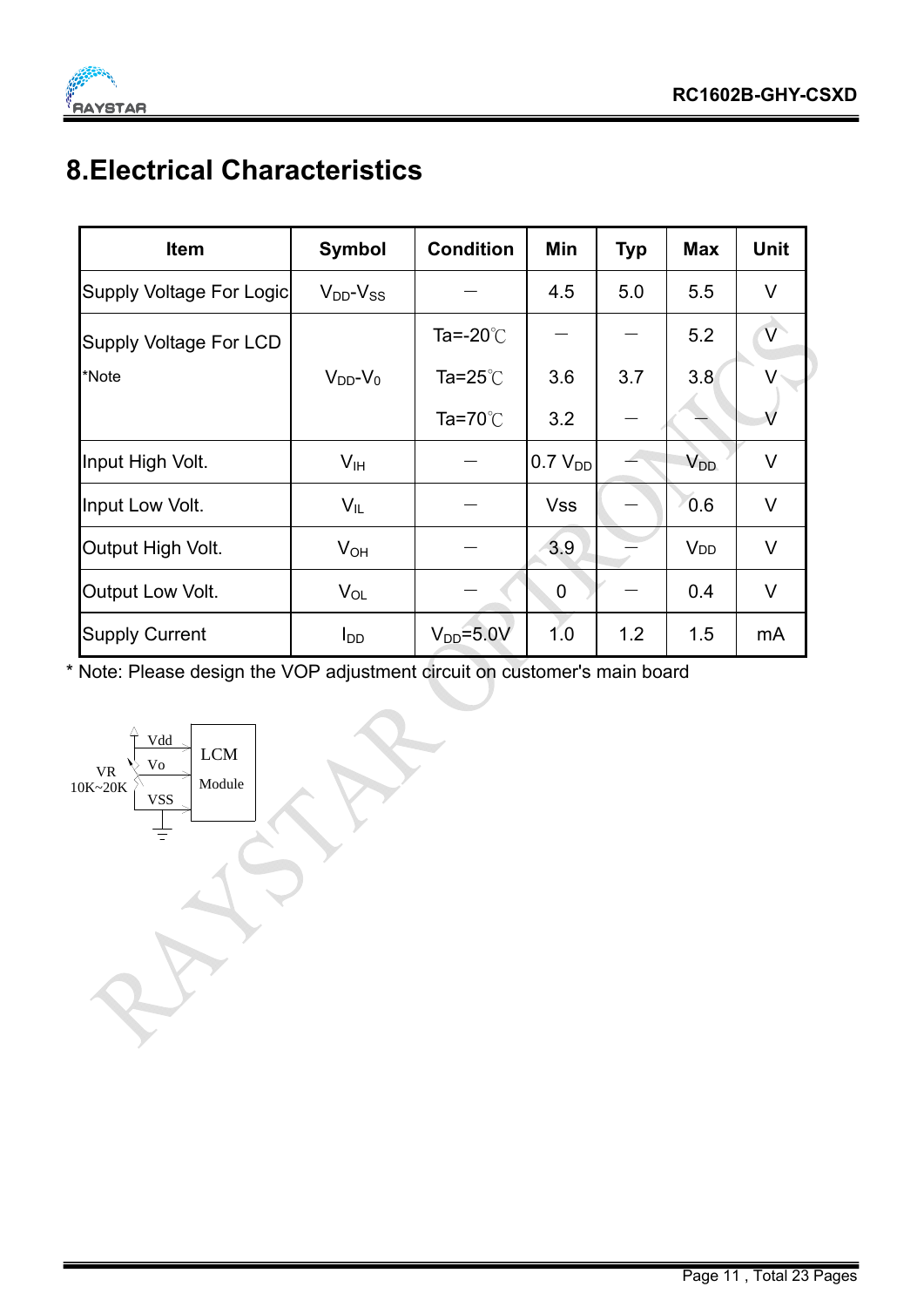# 8.Electrical Characteristics

| Item | Symbol | Condition | Min | Typ | Max | Unit |
|---|---|---|---|---|---|---|
| Supply Voltage For Logic | $V_{DD}$-$V_{SS}$ | — | 4.5 | 5.0 | 5.5 | V |
| Supply Voltage For LCD *Note | $V_{DD}$-$V_0$ | Ta=-20℃ | — | — | 5.2 | V |
| | | Ta=25℃ | 3.6 | 3.7 | 3.8 | V |
| | | Ta=70℃ | 3.2 | — | — | V |
| Input High Volt. | $V_{IH}$ | — | 0.7 $V_{DD}$ | — | $V_{DD}$ | V |
| Input Low Volt. | $V_{IL}$ | — | Vss | — | 0.6 | V |
| Output High Volt. | $V_{OH}$ | — | 3.9 | — | $V_{DD}$ | V |
| Output Low Volt. | $V_{OL}$ | — | 0 | — | 0.4 | V |
| Supply Current | $I_{DD}$ | $V_{DD}$=5.0V | 1.0 | 1.2 | 1.5 | mA |

* Note: Please design the VOP adjustment circuit on customer's main board

Vdd
Vo
VSS
VR
10K~20K
LCM
Module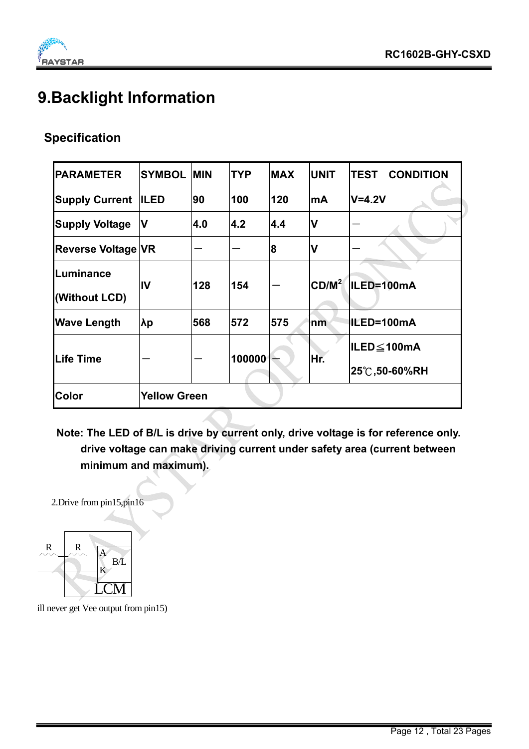# 9.Backlight Information

## Specification

| PARAMETER | SYMBOL | MIN | TYP | MAX | UNIT | TEST CONDITION |
|---|---|---|---|---|---|---|
| Supply Current | ILED | 90 | 100 | 120 | mA | V=4.2V |
| Supply Voltage | V | 4.0 | 4.2 | 4.4 | V | — |
| Reverse Voltage | VR | — | — | 8 | V | — |
| Luminance (Without LCD) | IV | 128 | 154 | — | $CD/M^2$ | ILED=100mA |
| Wave Length | λp | 568 | 572 | 575 | nm | ILED=100mA |
| Life Time | — | — | 100000 | — | Hr. | ILED≦100mA 25℃,50-60%RH |
| Color | Yellow Green | | | | | |

**Note: The LED of B/L is drive by current only, drive voltage is for reference only. drive voltage can make driving current under safety area (current between minimum and maximum).**

2.Drive from pin15,pin16

R R A B/L K LCM

ill never get Vee output from pin15)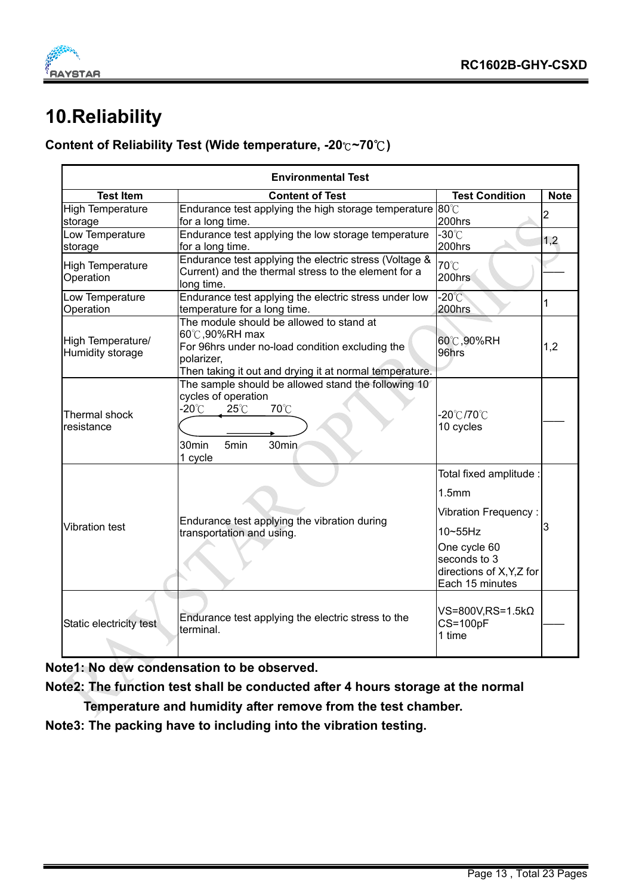# 10.Reliability

**Content of Reliability Test (Wide temperature, -20℃~70℃)**

| Environmental Test | | | |
|---|---|---|---|
| **Test Item** | **Content of Test** | **Test Condition** | **Note** |
| High Temperature storage | Endurance test applying the high storage temperature for a long time. | 80℃ 200hrs | 2 |
| Low Temperature storage | Endurance test applying the low storage temperature for a long time. | -30℃ 200hrs | 1,2 |
| High Temperature Operation | Endurance test applying the electric stress (Voltage & Current) and the thermal stress to the element for a long time. | 70℃ 200hrs | —— |
| Low Temperature Operation | Endurance test applying the electric stress under low temperature for a long time. | -20℃ 200hrs | 1 |
| High Temperature/ Humidity storage | The module should be allowed to stand at 60℃,90%RH max For 96hrs under no-load condition excluding the polarizer, Then taking it out and drying it at normal temperature. | 60℃,90%RH 96hrs | 1,2 |
| Thermal shock resistance | The sample should be allowed stand the following 10 cycles of operation -20℃ 25℃ 70℃ 30min 5min 30min 1 cycle | -20℃/70℃ 10 cycles | —— |
| Vibration test | Endurance test applying the vibration during transportation and using. | Total fixed amplitude : 1.5mm Vibration Frequency : 10~55Hz One cycle 60 seconds to 3 directions of X,Y,Z for Each 15 minutes | 3 |
| Static electricity test | Endurance test applying the electric stress to the terminal. | VS=800V,RS=1.5kΩ CS=100pF 1 time | —— |

**Note1: No dew condensation to be observed.**

**Note2: The function test shall be conducted after 4 hours storage at the normal Temperature and humidity after remove from the test chamber.**

**Note3: The packing have to including into the vibration testing.**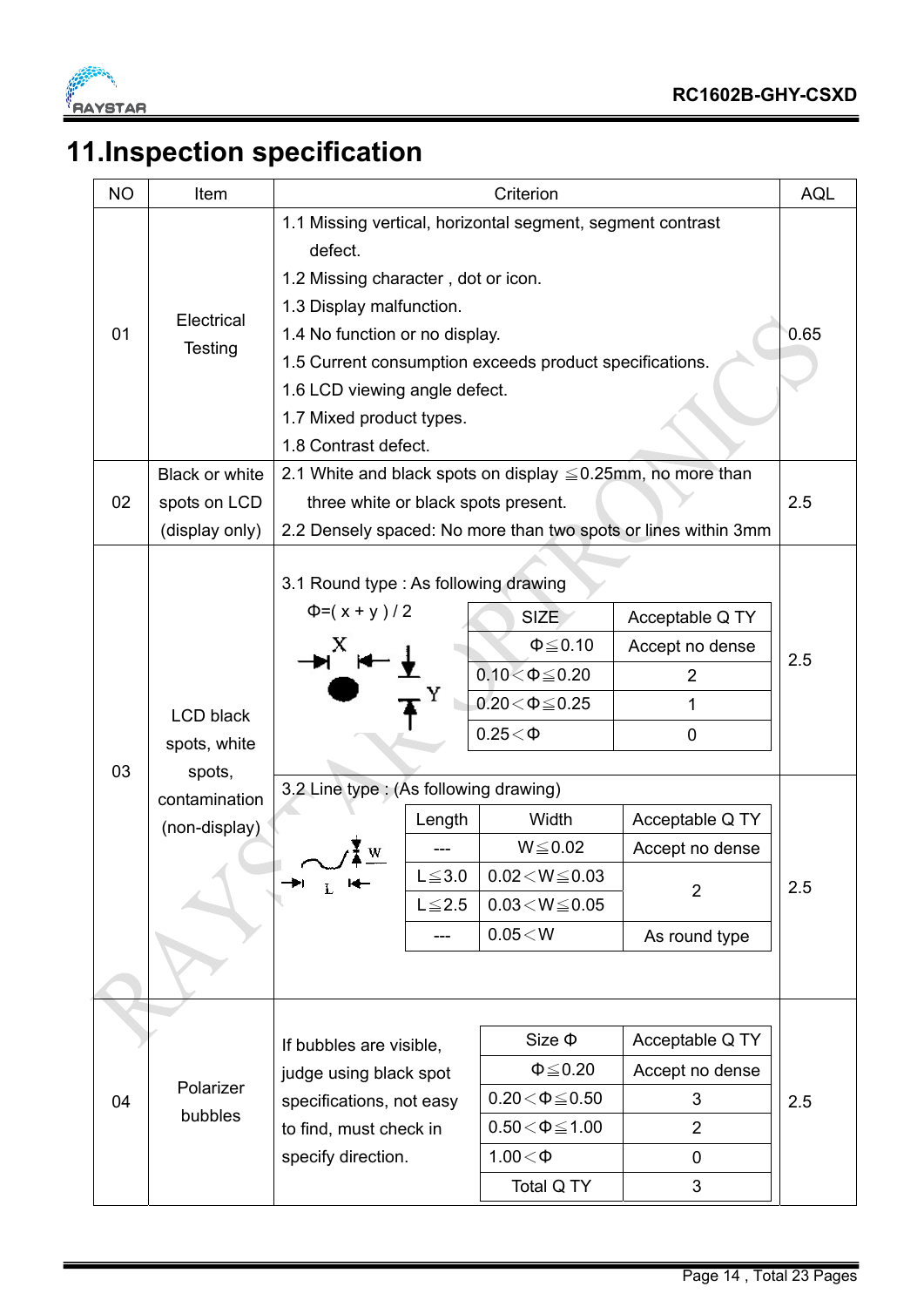# 11.Inspection specification

| NO | Item | Criterion | AQL |
|---|---|---|---|
| 01 | Electrical Testing | 1.1 Missing vertical, horizontal segment, segment contrast defect.<br>1.2 Missing character , dot or icon.<br>1.3 Display malfunction.<br>1.4 No function or no display.<br>1.5 Current consumption exceeds product specifications.<br>1.6 LCD viewing angle defect.<br>1.7 Mixed product types.<br>1.8 Contrast defect. | 0.65 |
| 02 | Black or white spots on LCD (display only) | 2.1 White and black spots on display ≦0.25mm, no more than three white or black spots present.<br>2.2 Densely spaced: No more than two spots or lines within 3mm | 2.5 |
| 03 | LCD black spots, white spots, contamination (non-display) | 3.1 Round type : As following drawing<br>Φ=( x + y ) / 2<br>SIZE / Acceptable Q TY:<br>Φ≦0.10 : Accept no dense<br>0.10＜Φ≦0.20 : 2<br>0.20＜Φ≦0.25 : 1<br>0.25＜Φ : 0 | 2.5 |
| | | 3.2 Line type : (As following drawing)<br>Length / Width / Acceptable Q TY:<br>--- / W≦0.02 : Accept no dense<br>L≦3.0 / 0.02＜W≦0.03 : 2<br>L≦2.5 / 0.03＜W≦0.05 : 2<br>--- / 0.05＜W : As round type | 2.5 |
| 04 | Polarizer bubbles | If bubbles are visible, judge using black spot specifications, not easy to find, must check in specify direction.<br>Size Φ / Acceptable Q TY:<br>Φ≦0.20 : Accept no dense<br>0.20＜Φ≦0.50 : 3<br>0.50＜Φ≦1.00 : 2<br>1.00＜Φ : 0<br>Total Q TY : 3 | 2.5 |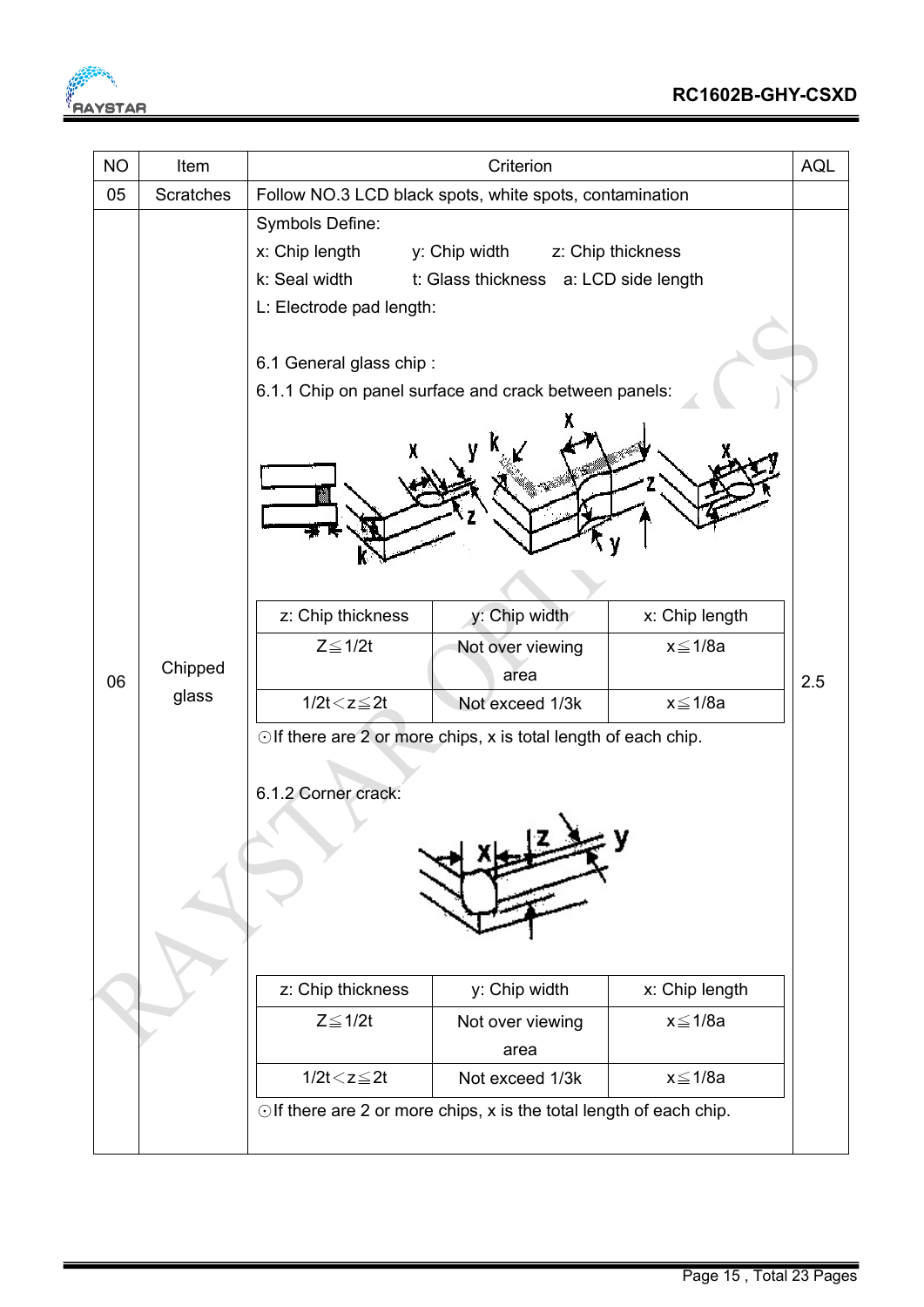| NO | Item | Criterion | AQL |
|---|---|---|---|
| 05 | Scratches | Follow NO.3 LCD black spots, white spots, contamination | |
| 06 | Chipped glass | Symbols Define:<br>x: Chip length y: Chip width z: Chip thickness<br>k: Seal width t: Glass thickness a: LCD side length<br>L: Electrode pad length:<br><br>6.1 General glass chip :<br>6.1.1 Chip on panel surface and crack between panels: | 2.5 |

| z: Chip thickness | y: Chip width | x: Chip length |
|---|---|---|
| Z≦1/2t | Not over viewing area | x≦1/8a |
| 1/2t<z≦2t | Not exceed 1/3k | x≦1/8a |

⊙If there are 2 or more chips, x is total length of each chip.

6.1.2 Corner crack:

| z: Chip thickness | y: Chip width | x: Chip length |
|---|---|---|
| Z≦1/2t | Not over viewing area | x≦1/8a |
| 1/2t<z≦2t | Not exceed 1/3k | x≦1/8a |

⊙If there are 2 or more chips, x is the total length of each chip.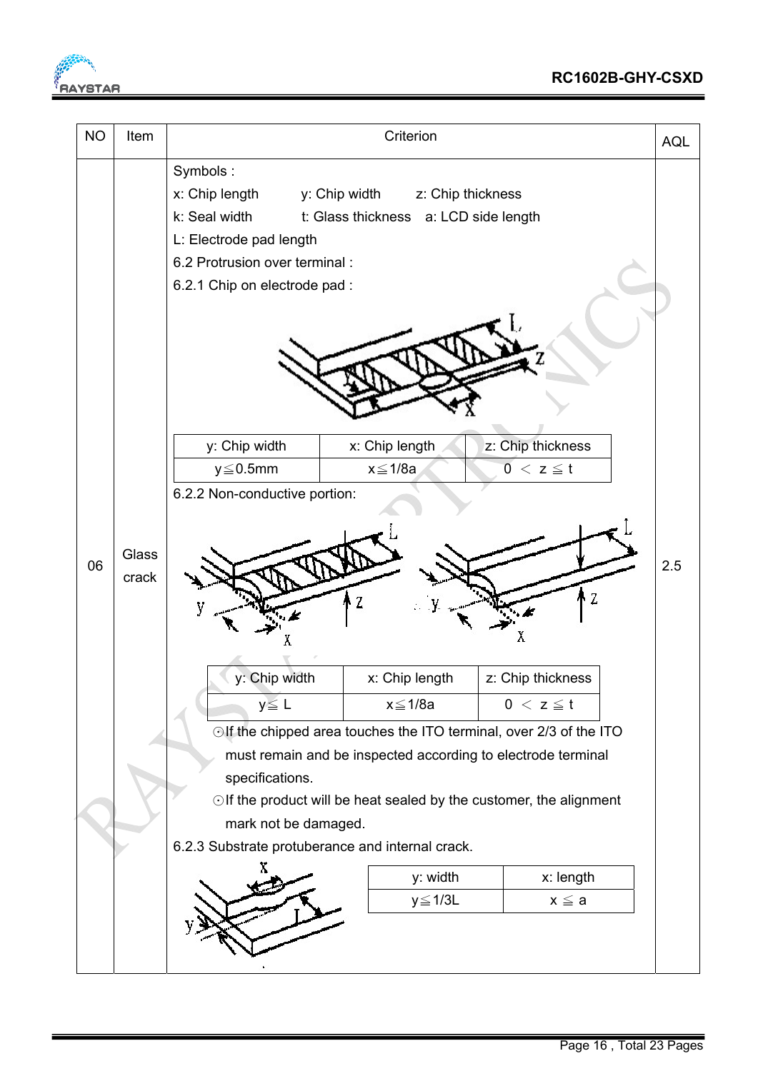| NO | Item | Criterion | AQL |
|---|---|---|---|
| 06 | Glass crack | Symbols :<br>x: Chip length  y: Chip width  z: Chip thickness<br>k: Seal width  t: Glass thickness  a: LCD side length<br>L: Electrode pad length<br>6.2 Protrusion over terminal :<br>6.2.1 Chip on electrode pad :<br>y: Chip width: y≦0.5mm; x: Chip length: x≦1/8a; z: Chip thickness: 0 < z ≦ t<br>6.2.2 Non-conductive portion:<br>y: Chip width: y≦ L; x: Chip length: x≦1/8a; z: Chip thickness: 0 < z ≦ t<br>⊙If the chipped area touches the ITO terminal, over 2/3 of the ITO must remain and be inspected according to electrode terminal specifications.<br>⊙If the product will be heat sealed by the customer, the alignment mark not be damaged.<br>6.2.3 Substrate protuberance and internal crack.<br>y: width: y≦1/3L; x: length: x ≦ a | 2.5 |

6.2.1 Chip on electrode pad:

| y: Chip width | x: Chip length | z: Chip thickness |
|---|---|---|
| y≦0.5mm | x≦1/8a | 0 < z ≦ t |

6.2.2 Non-conductive portion:

| y: Chip width | x: Chip length | z: Chip thickness |
|---|---|---|
| y≦ L | x≦1/8a | 0 < z ≦ t |

6.2.3 Substrate protuberance and internal crack:

| y: width | x: length |
|---|---|
| y≦1/3L | x ≦ a |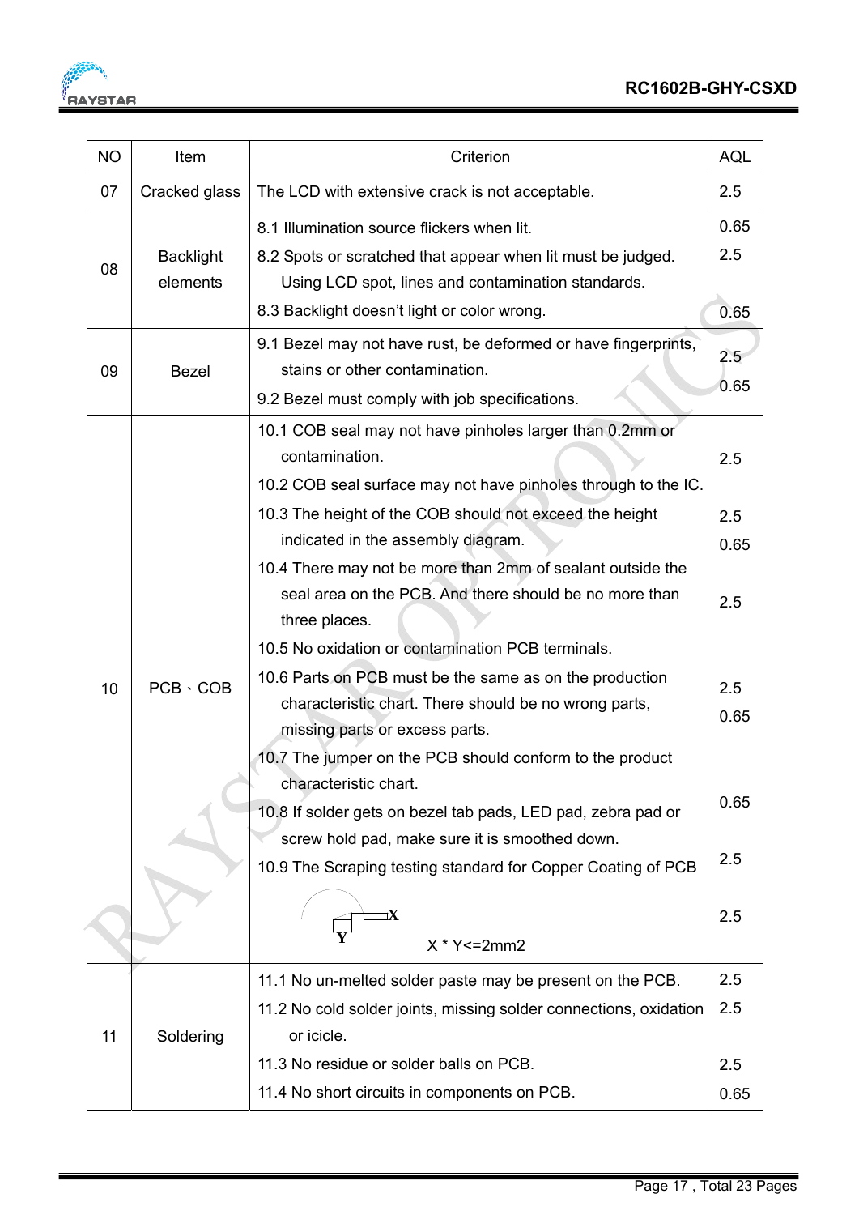| NO | Item | Criterion | AQL |
|---|---|---|---|
| 07 | Cracked glass | The LCD with extensive crack is not acceptable. | 2.5 |
| 08 | Backlight elements | 8.1 Illumination source flickers when lit.<br>8.2 Spots or scratched that appear when lit must be judged. Using LCD spot, lines and contamination standards.<br>8.3 Backlight doesn't light or color wrong. | 0.65<br>2.5<br><br>0.65 |
| 09 | Bezel | 9.1 Bezel may not have rust, be deformed or have fingerprints, stains or other contamination.<br>9.2 Bezel must comply with job specifications. | 2.5<br>0.65 |
| 10 | PCB、COB | 10.1 COB seal may not have pinholes larger than 0.2mm or contamination.<br>10.2 COB seal surface may not have pinholes through to the IC.<br>10.3 The height of the COB should not exceed the height indicated in the assembly diagram.<br>10.4 There may not be more than 2mm of sealant outside the seal area on the PCB. And there should be no more than three places.<br>10.5 No oxidation or contamination PCB terminals.<br>10.6 Parts on PCB must be the same as on the production characteristic chart. There should be no wrong parts, missing parts or excess parts.<br>10.7 The jumper on the PCB should conform to the product characteristic chart.<br>10.8 If solder gets on bezel tab pads, LED pad, zebra pad or screw hold pad, make sure it is smoothed down.<br>10.9 The Scraping testing standard for Copper Coating of PCB<br>X<br>Y<br>X * Y<=2mm2 | 2.5<br><br>2.5<br>0.65<br><br>2.5<br><br>2.5<br>0.65<br><br>0.65<br><br>2.5<br><br>2.5 |
| 11 | Soldering | 11.1 No un-melted solder paste may be present on the PCB.<br>11.2 No cold solder joints, missing solder connections, oxidation or icicle.<br>11.3 No residue or solder balls on PCB.<br>11.4 No short circuits in components on PCB. | 2.5<br>2.5<br><br>2.5<br>0.65 |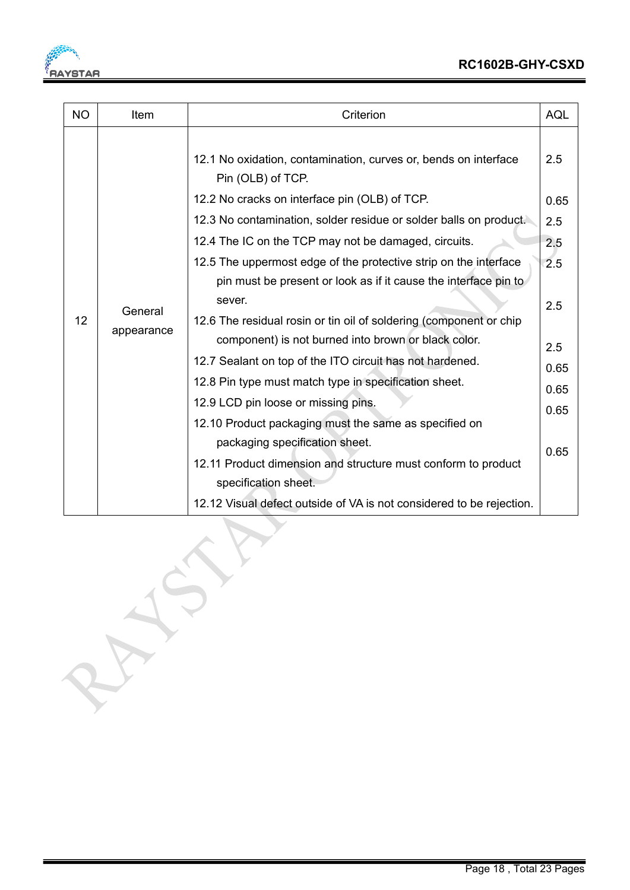| NO | Item | Criterion | AQL |
|---|---|---|---|
| 12 | General appearance | 12.1 No oxidation, contamination, curves or, bends on interface Pin (OLB) of TCP. | 2.5 |
| | | 12.2 No cracks on interface pin (OLB) of TCP. | 0.65 |
| | | 12.3 No contamination, solder residue or solder balls on product. | 2.5 |
| | | 12.4 The IC on the TCP may not be damaged, circuits. | 2.5 |
| | | 12.5 The uppermost edge of the protective strip on the interface pin must be present or look as if it cause the interface pin to sever. | 2.5 |
| | | 12.6 The residual rosin or tin oil of soldering (component or chip component) is not burned into brown or black color. | 2.5 |
| | | 12.7 Sealant on top of the ITO circuit has not hardened. | 2.5 |
| | | 12.8 Pin type must match type in specification sheet. | 0.65 |
| | | 12.9 LCD pin loose or missing pins. | 0.65 |
| | | 12.10 Product packaging must the same as specified on packaging specification sheet. | 0.65 |
| | | 12.11 Product dimension and structure must conform to product specification sheet. | 0.65 |
| | | 12.12 Visual defect outside of VA is not considered to be rejection. | |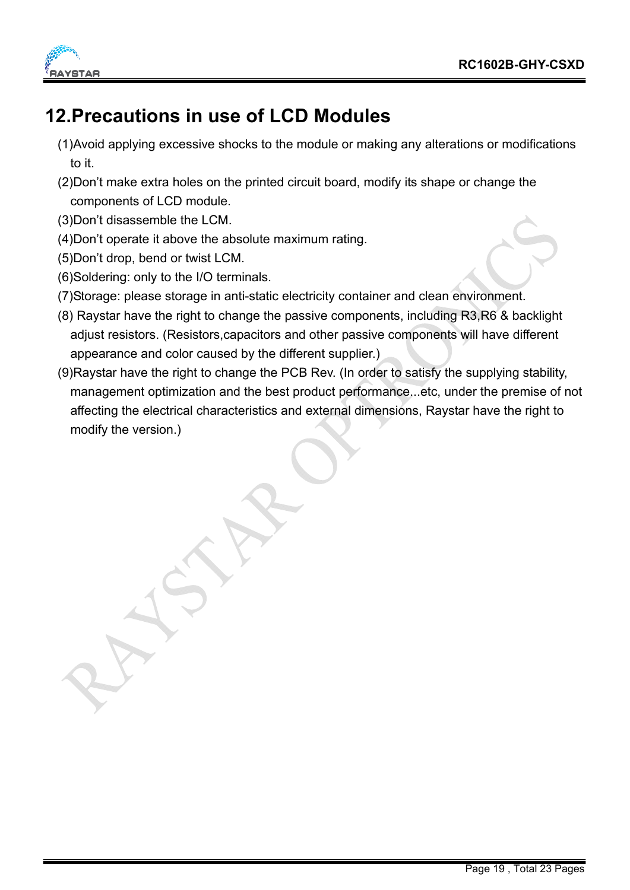# 12.Precautions in use of LCD Modules

(1)Avoid applying excessive shocks to the module or making any alterations or modifications to it.

(2)Don't make extra holes on the printed circuit board, modify its shape or change the components of LCD module.

(3)Don't disassemble the LCM.

(4)Don't operate it above the absolute maximum rating.

(5)Don't drop, bend or twist LCM.

(6)Soldering: only to the I/O terminals.

(7)Storage: please storage in anti-static electricity container and clean environment.

(8) Raystar have the right to change the passive components, including R3,R6 & backlight adjust resistors. (Resistors,capacitors and other passive components will have different appearance and color caused by the different supplier.)

(9)Raystar have the right to change the PCB Rev. (In order to satisfy the supplying stability, management optimization and the best product performance...etc, under the premise of not affecting the electrical characteristics and external dimensions, Raystar have the right to modify the version.)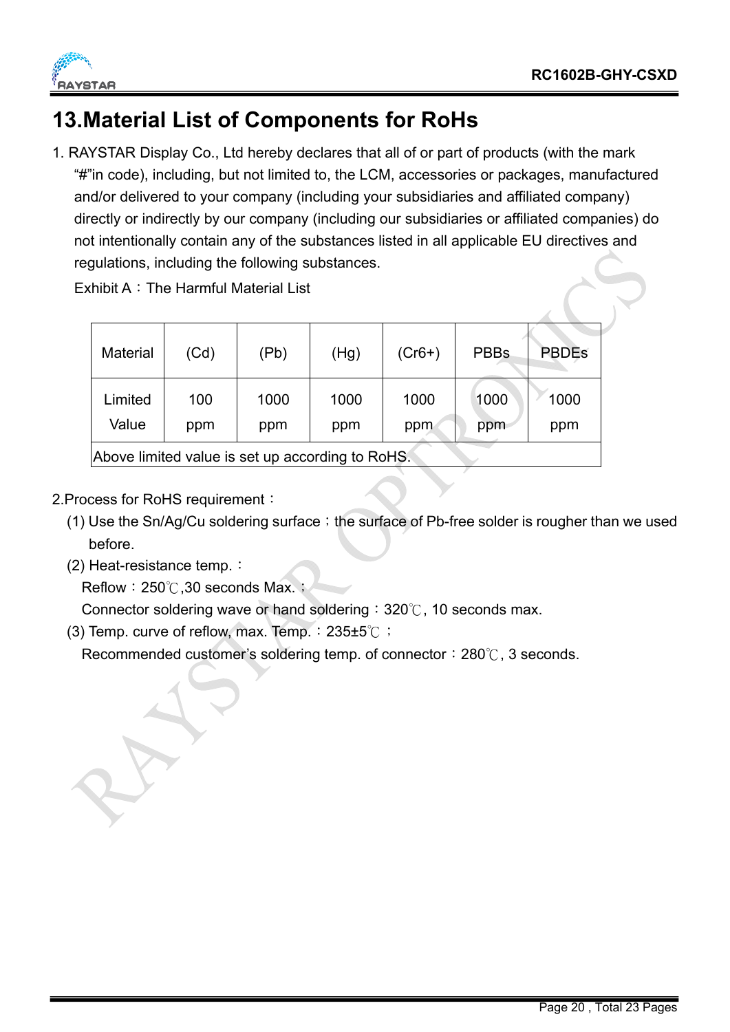# 13.Material List of Components for RoHs

1. RAYSTAR Display Co., Ltd hereby declares that all of or part of products (with the mark "#"in code), including, but not limited to, the LCM, accessories or packages, manufactured and/or delivered to your company (including your subsidiaries and affiliated company) directly or indirectly by our company (including our subsidiaries or affiliated companies) do not intentionally contain any of the substances listed in all applicable EU directives and regulations, including the following substances.

   Exhibit A：The Harmful Material List

| Material | (Cd) | (Pb) | (Hg) | (Cr6+) | PBBs | PBDEs |
|---|---|---|---|---|---|---|
| Limited Value | 100 ppm | 1000 ppm | 1000 ppm | 1000 ppm | 1000 ppm | 1000 ppm |
| Above limited value is set up according to RoHS. | | | | | | |

2.Process for RoHS requirement：

(1) Use the Sn/Ag/Cu soldering surface；the surface of Pb-free solder is rougher than we used before.

(2) Heat-resistance temp.：

Reflow：250℃,30 seconds Max.；

Connector soldering wave or hand soldering：320℃, 10 seconds max.

(3) Temp. curve of reflow, max. Temp.：235±5℃；

Recommended customer's soldering temp. of connector：280℃, 3 seconds.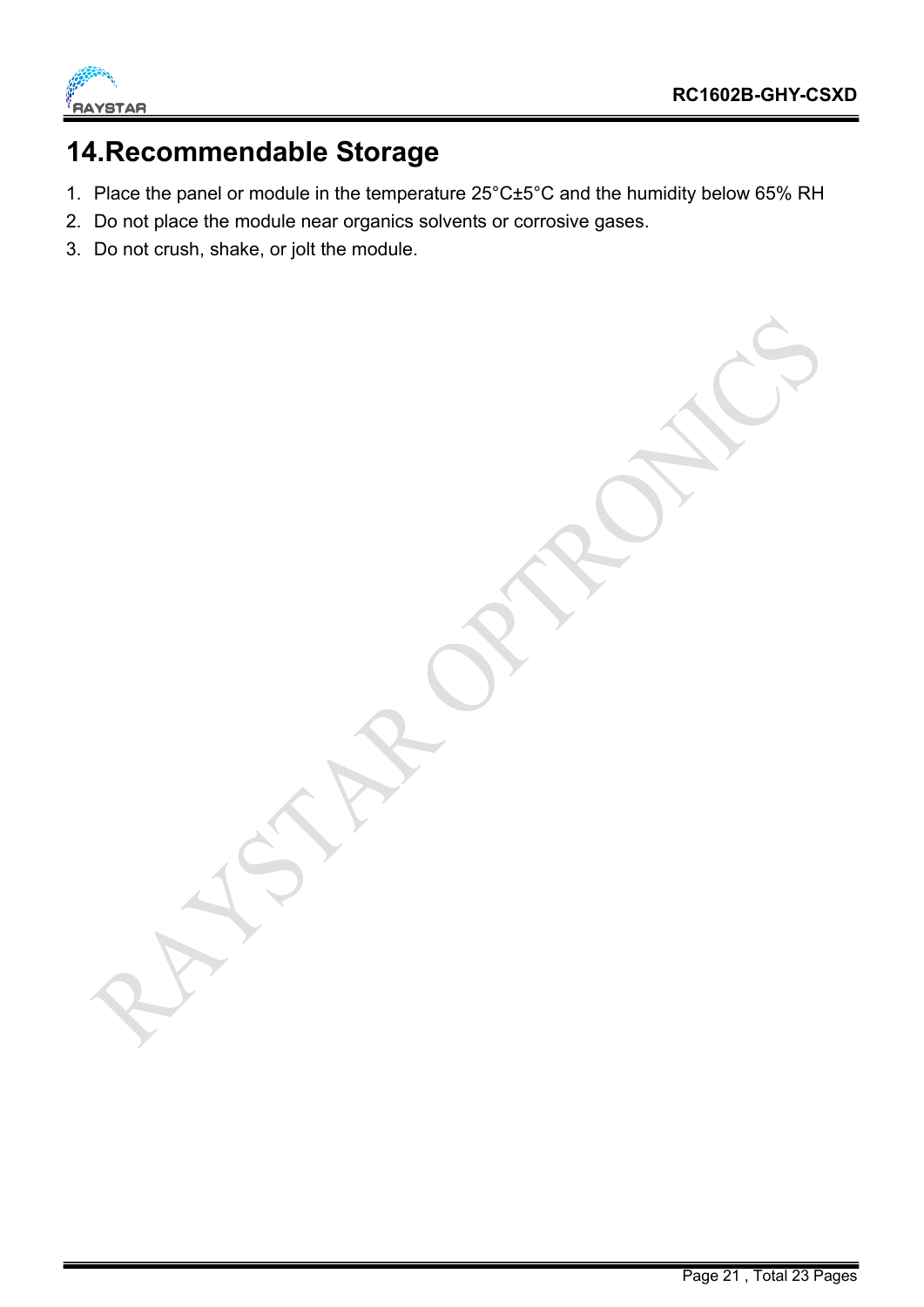# 14.Recommendable Storage

1. Place the panel or module in the temperature 25°C±5°C and the humidity below 65% RH
2. Do not place the module near organics solvents or corrosive gases.
3. Do not crush, shake, or jolt the module.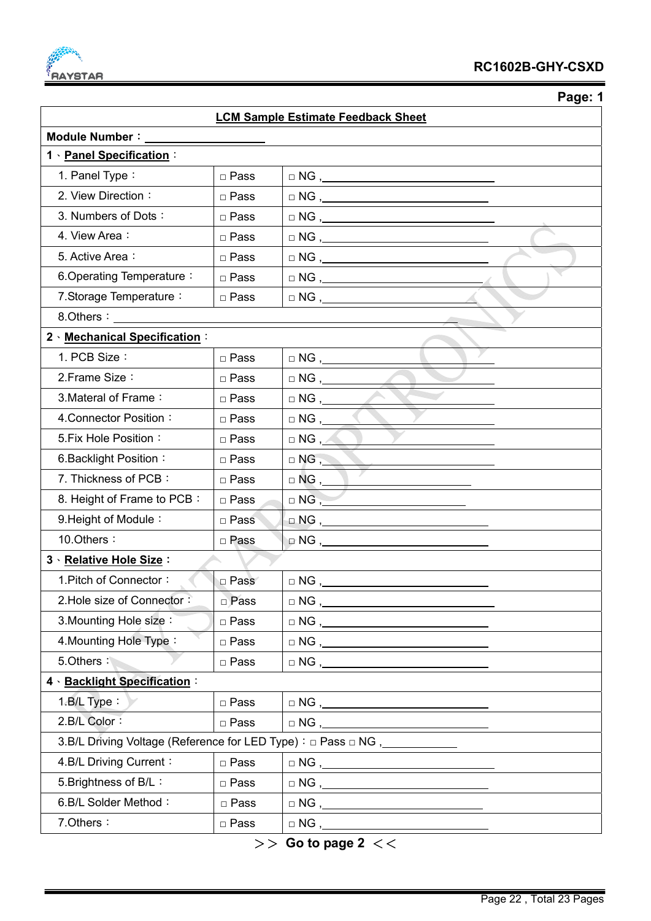Page: 1

| **LCM Sample Estimate Feedback Sheet** | | |
|---|---|---|
| **Module Number：** ________________ | | |
| **1、Panel Specification：** | | |
| 1. Panel Type： | □ Pass | □ NG , ________________ |
| 2. View Direction： | □ Pass | □ NG , ________________ |
| 3. Numbers of Dots： | □ Pass | □ NG , ________________ |
| 4. View Area： | □ Pass | □ NG , ________________ |
| 5. Active Area： | □ Pass | □ NG , ________________ |
| 6.Operating Temperature： | □ Pass | □ NG , ________________ |
| 7.Storage Temperature： | □ Pass | □ NG , ________________ |
| 8.Others： ________________ | | |
| **2、Mechanical Specification：** | | |
| 1. PCB Size： | □ Pass | □ NG , ________________ |
| 2.Frame Size： | □ Pass | □ NG , ________________ |
| 3.Materal of Frame： | □ Pass | □ NG , ________________ |
| 4.Connector Position： | □ Pass | □ NG , ________________ |
| 5.Fix Hole Position： | □ Pass | □ NG , ________________ |
| 6.Backlight Position： | □ Pass | □ NG , ________________ |
| 7. Thickness of PCB： | □ Pass | □ NG , ________________ |
| 8. Height of Frame to PCB： | □ Pass | □ NG , ________________ |
| 9.Height of Module： | □ Pass | □ NG , ________________ |
| 10.Others： | □ Pass | □ NG , ________________ |
| **3、Relative Hole Size：** | | |
| 1.Pitch of Connector： | □ Pass | □ NG , ________________ |
| 2.Hole size of Connector： | □ Pass | □ NG , ________________ |
| 3.Mounting Hole size： | □ Pass | □ NG , ________________ |
| 4.Mounting Hole Type： | □ Pass | □ NG , ________________ |
| 5.Others： | □ Pass | □ NG , ________________ |
| **4、Backlight Specification：** | | |
| 1.B/L Type： | □ Pass | □ NG , ________________ |
| 2.B/L Color： | □ Pass | □ NG , ________________ |
| 3.B/L Driving Voltage (Reference for LED Type)：□ Pass □ NG , ________ | | |
| 4.B/L Driving Current： | □ Pass | □ NG , ________________ |
| 5.Brightness of B/L： | □ Pass | □ NG , ________________ |
| 6.B/L Solder Method： | □ Pass | □ NG , ________________ |
| 7.Others： | □ Pass | □ NG , ________________ |

＞＞ **Go to page 2** ＜＜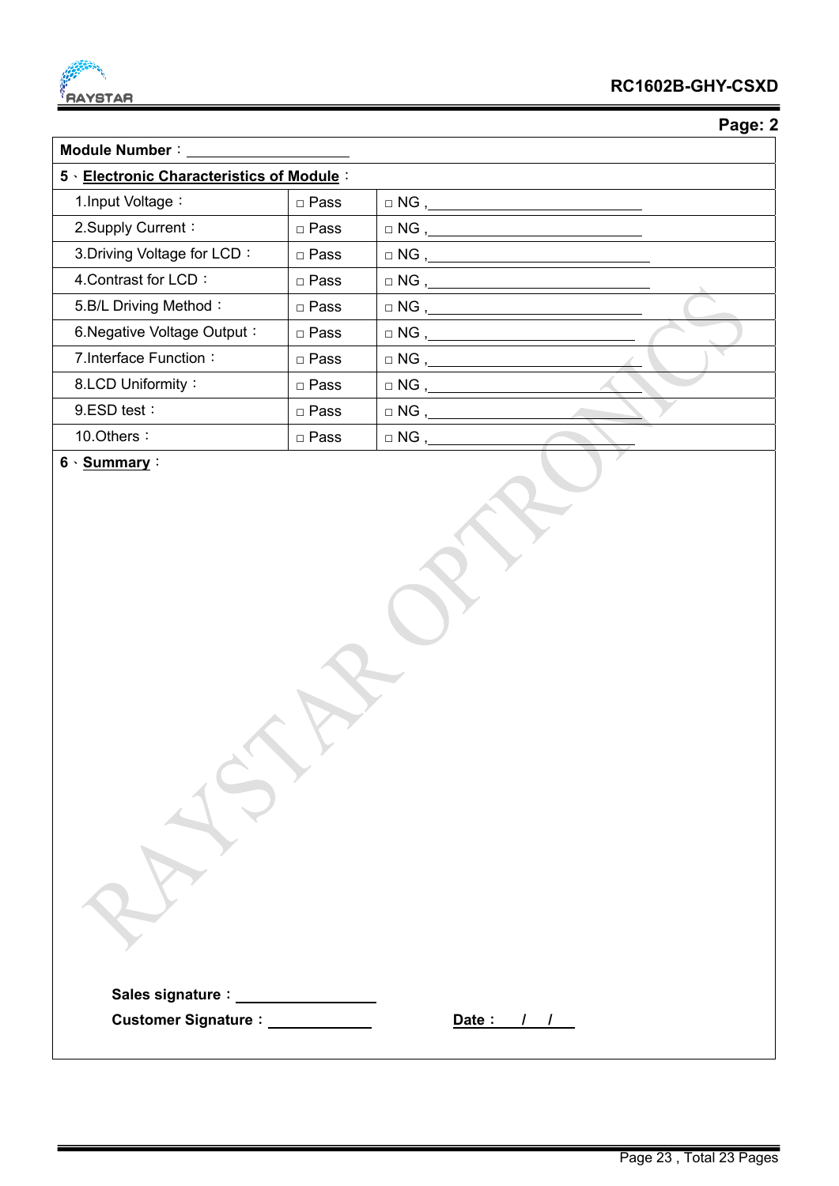Page: 2

| | | |
|---|---|---|
| **Module Number**：____________________ | | |
| 5、**Electronic Characteristics of Module**： | | |
| 1.Input Voltage： | □ Pass | □ NG ,__________________________ |
| 2.Supply Current： | □ Pass | □ NG ,__________________________ |
| 3.Driving Voltage for LCD： | □ Pass | □ NG ,__________________________ |
| 4.Contrast for LCD： | □ Pass | □ NG ,__________________________ |
| 5.B/L Driving Method： | □ Pass | □ NG ,__________________________ |
| 6.Negative Voltage Output： | □ Pass | □ NG ,__________________________ |
| 7.Interface Function： | □ Pass | □ NG ,__________________________ |
| 8.LCD Uniformity： | □ Pass | □ NG ,__________________________ |
| 9.ESD test： | □ Pass | □ NG ,__________________________ |
| 10.Others： | □ Pass | □ NG ,__________________________ |

6、**Summary**：

**Sales signature：** ________________

**Customer Signature：** ____________ **Date：  /  /**